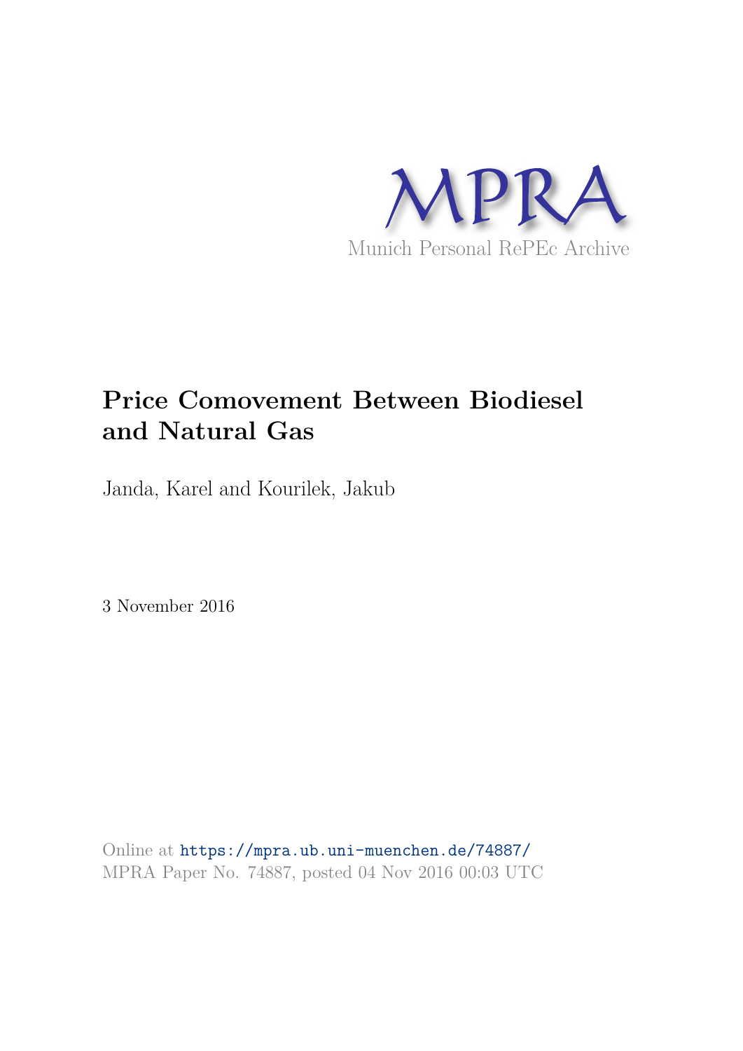MPRA

Munich Personal RePEc Archive

# Price Comovement Between Biodiesel and Natural Gas

Janda, Karel and Kourilek, Jakub

3 November 2016

Online at https://mpra.ub.uni-muenchen.de/74887/
MPRA Paper No. 74887, posted 04 Nov 2016 00:03 UTC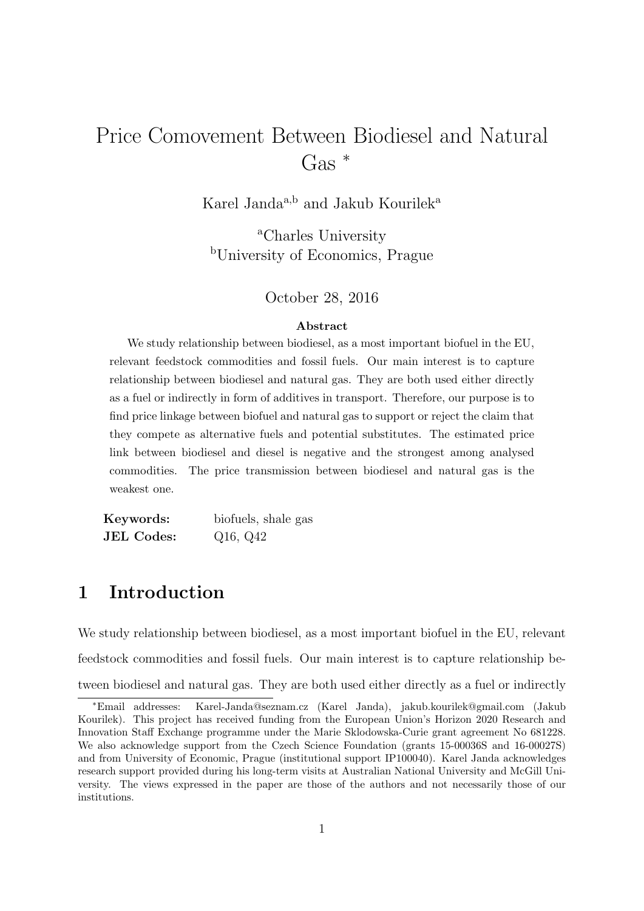# Price Comovement Between Biodiesel and Natural Gas *

Karel Janda[a,b] and Jakub Kourilek[a]

[a]Charles University
[b]University of Economics, Prague

October 28, 2016

**Abstract**

We study relationship between biodiesel, as a most important biofuel in the EU, relevant feedstock commodities and fossil fuels. Our main interest is to capture relationship between biodiesel and natural gas. They are both used either directly as a fuel or indirectly in form of additives in transport. Therefore, our purpose is to find price linkage between biofuel and natural gas to support or reject the claim that they compete as alternative fuels and potential substitutes. The estimated price link between biodiesel and diesel is negative and the strongest among analysed commodities. The price transmission between biodiesel and natural gas is the weakest one.

| | |
|---|---|
| **Keywords:** | biofuels, shale gas |
| **JEL Codes:** | Q16, Q42 |

## 1 Introduction

We study relationship between biodiesel, as a most important biofuel in the EU, relevant feedstock commodities and fossil fuels. Our main interest is to capture relationship between biodiesel and natural gas. They are both used either directly as a fuel or indirectly

---

*Email addresses: Karel-Janda@seznam.cz (Karel Janda), jakub.kourilek@gmail.com (Jakub Kourilek). This project has received funding from the European Union's Horizon 2020 Research and Innovation Staff Exchange programme under the Marie Sklodowska-Curie grant agreement No 681228. We also acknowledge support from the Czech Science Foundation (grants 15-00036S and 16-00027S) and from University of Economic, Prague (institutional support IP100040). Karel Janda acknowledges research support provided during his long-term visits at Australian National University and McGill University. The views expressed in the paper are those of the authors and not necessarily those of our institutions.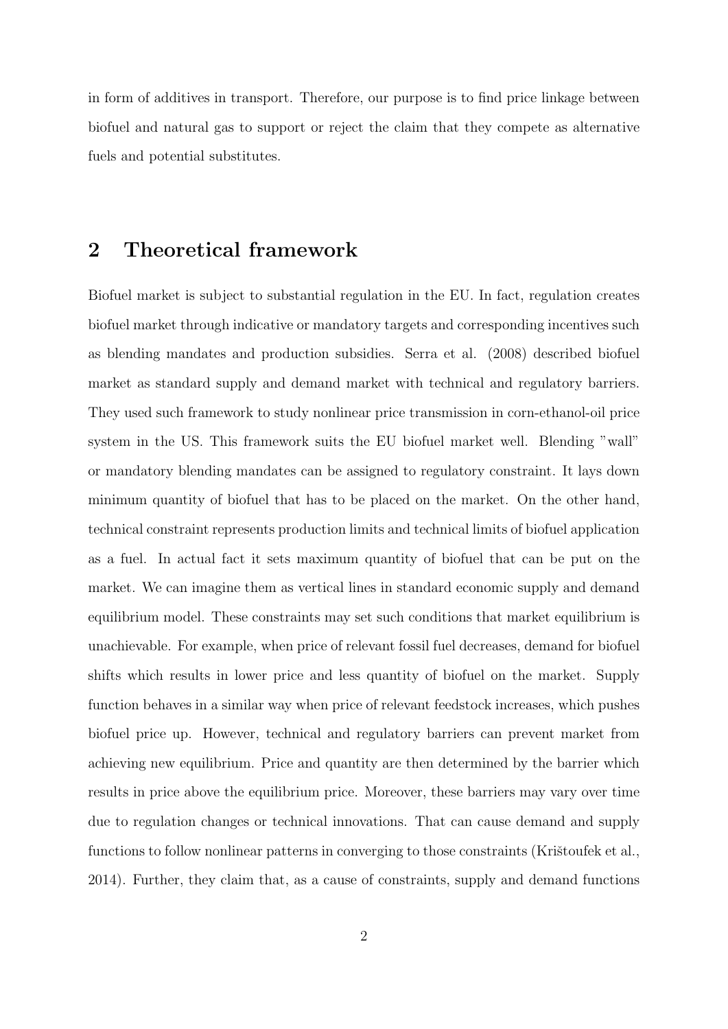in form of additives in transport. Therefore, our purpose is to find price linkage between biofuel and natural gas to support or reject the claim that they compete as alternative fuels and potential substitutes.

## 2 Theoretical framework

Biofuel market is subject to substantial regulation in the EU. In fact, regulation creates biofuel market through indicative or mandatory targets and corresponding incentives such as blending mandates and production subsidies. Serra et al. (2008) described biofuel market as standard supply and demand market with technical and regulatory barriers. They used such framework to study nonlinear price transmission in corn-ethanol-oil price system in the US. This framework suits the EU biofuel market well. Blending "wall" or mandatory blending mandates can be assigned to regulatory constraint. It lays down minimum quantity of biofuel that has to be placed on the market. On the other hand, technical constraint represents production limits and technical limits of biofuel application as a fuel. In actual fact it sets maximum quantity of biofuel that can be put on the market. We can imagine them as vertical lines in standard economic supply and demand equilibrium model. These constraints may set such conditions that market equilibrium is unachievable. For example, when price of relevant fossil fuel decreases, demand for biofuel shifts which results in lower price and less quantity of biofuel on the market. Supply function behaves in a similar way when price of relevant feedstock increases, which pushes biofuel price up. However, technical and regulatory barriers can prevent market from achieving new equilibrium. Price and quantity are then determined by the barrier which results in price above the equilibrium price. Moreover, these barriers may vary over time due to regulation changes or technical innovations. That can cause demand and supply functions to follow nonlinear patterns in converging to those constraints (Krištoufek et al., 2014). Further, they claim that, as a cause of constraints, supply and demand functions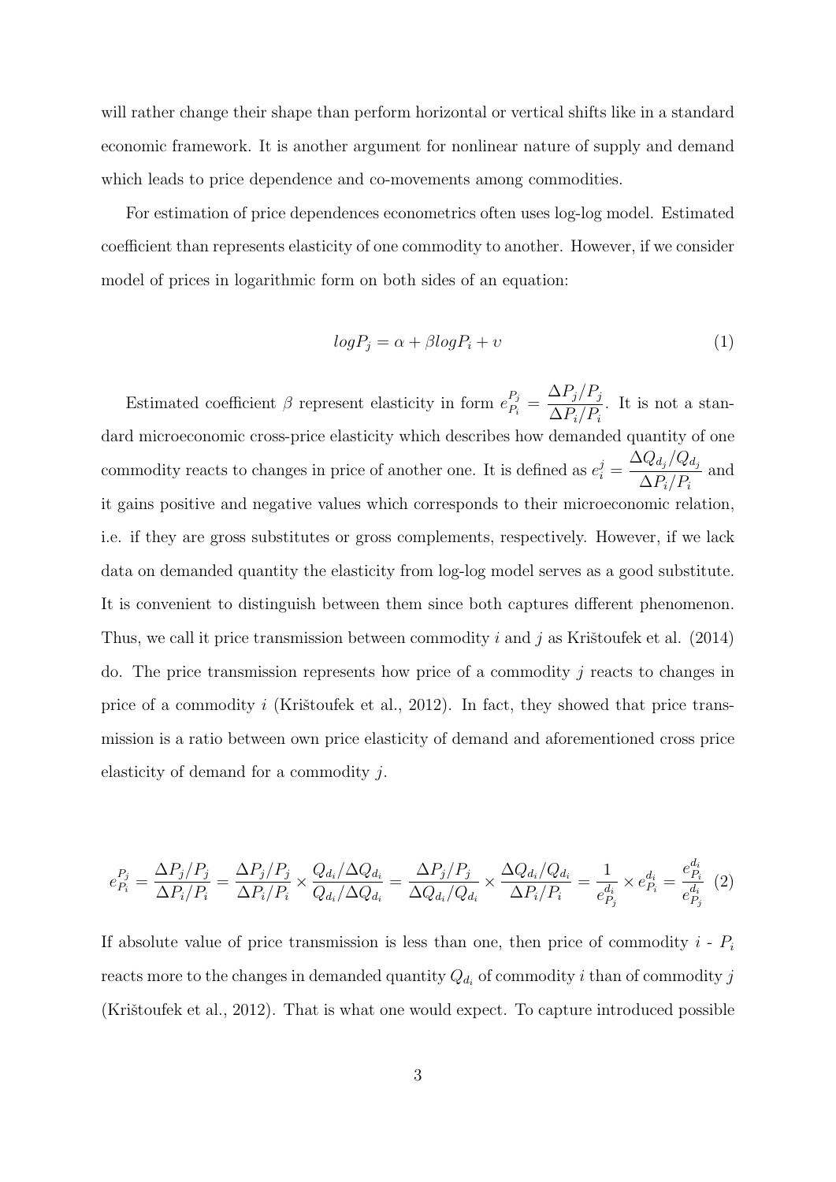will rather change their shape than perform horizontal or vertical shifts like in a standard economic framework. It is another argument for nonlinear nature of supply and demand which leads to price dependence and co-movements among commodities.

For estimation of price dependences econometrics often uses log-log model. Estimated coefficient than represents elasticity of one commodity to another. However, if we consider model of prices in logarithmic form on both sides of an equation:

$$logP_j = \alpha + \beta logP_i + \upsilon \tag{1}$$

Estimated coefficient $\beta$ represent elasticity in form $e_{P_i}^{P_j} = \dfrac{\Delta P_j / P_j}{\Delta P_i / P_i}$. It is not a standard microeconomic cross-price elasticity which describes how demanded quantity of one commodity reacts to changes in price of another one. It is defined as $e_i^j = \dfrac{\Delta Q_{d_j} / Q_{d_j}}{\Delta P_i / P_i}$ and it gains positive and negative values which corresponds to their microeconomic relation, i.e. if they are gross substitutes or gross complements, respectively. However, if we lack data on demanded quantity the elasticity from log-log model serves as a good substitute. It is convenient to distinguish between them since both captures different phenomenon. Thus, we call it price transmission between commodity $i$ and $j$ as Krištoufek et al. (2014) do. The price transmission represents how price of a commodity $j$ reacts to changes in price of a commodity $i$ (Krištoufek et al., 2012). In fact, they showed that price transmission is a ratio between own price elasticity of demand and aforementioned cross price elasticity of demand for a commodity $j$.

$$e_{P_i}^{P_j} = \frac{\Delta P_j / P_j}{\Delta P_i / P_i} = \frac{\Delta P_j / P_j}{\Delta P_i / P_i} \times \frac{Q_{d_i} / \Delta Q_{d_i}}{Q_{d_i} / \Delta Q_{d_i}} = \frac{\Delta P_j / P_j}{\Delta Q_{d_i} / Q_{d_i}} \times \frac{\Delta Q_{d_i} / Q_{d_i}}{\Delta P_i / P_i} = \frac{1}{e_{P_j}^{d_i}} \times e_{P_i}^{d_i} = \frac{e_{P_i}^{d_i}}{e_{P_j}^{d_i}} \tag{2}$$

If absolute value of price transmission is less than one, then price of commodity $i$ - $P_i$ reacts more to the changes in demanded quantity $Q_{d_i}$ of commodity $i$ than of commodity $j$ (Krištoufek et al., 2012). That is what one would expect. To capture introduced possible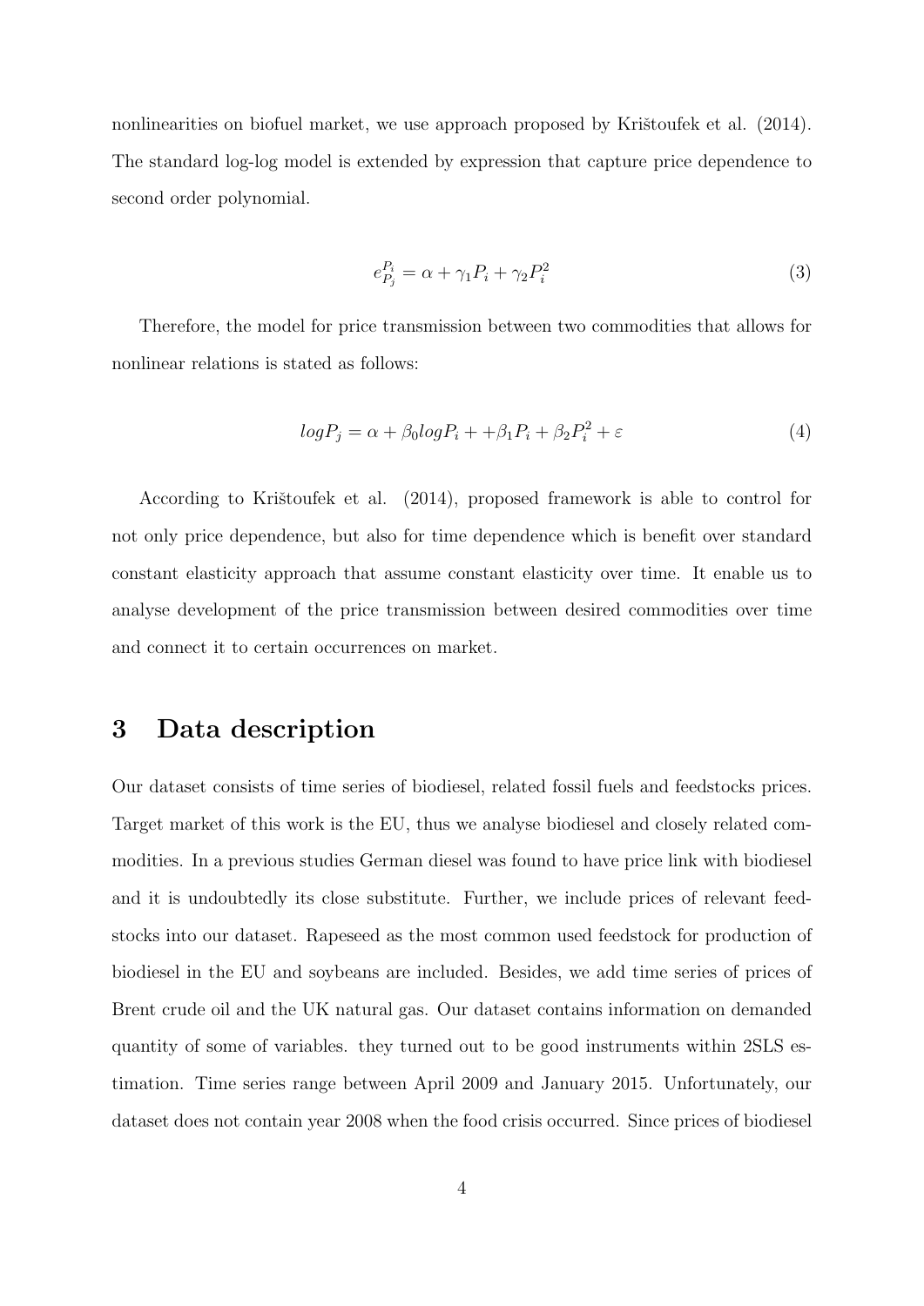nonlinearities on biofuel market, we use approach proposed by Krištoufek et al. (2014). The standard log-log model is extended by expression that capture price dependence to second order polynomial.

$$e_{P_j}^{P_i} = \alpha + \gamma_1 P_i + \gamma_2 P_i^2 \tag{3}$$

Therefore, the model for price transmission between two commodities that allows for nonlinear relations is stated as follows:

$$logP_j = \alpha + \beta_0 logP_i + +\beta_1 P_i + \beta_2 P_i^2 + \varepsilon \tag{4}$$

According to Krištoufek et al. (2014), proposed framework is able to control for not only price dependence, but also for time dependence which is benefit over standard constant elasticity approach that assume constant elasticity over time. It enable us to analyse development of the price transmission between desired commodities over time and connect it to certain occurrences on market.

# 3 Data description

Our dataset consists of time series of biodiesel, related fossil fuels and feedstocks prices. Target market of this work is the EU, thus we analyse biodiesel and closely related commodities. In a previous studies German diesel was found to have price link with biodiesel and it is undoubtedly its close substitute. Further, we include prices of relevant feedstocks into our dataset. Rapeseed as the most common used feedstock for production of biodiesel in the EU and soybeans are included. Besides, we add time series of prices of Brent crude oil and the UK natural gas. Our dataset contains information on demanded quantity of some of variables. they turned out to be good instruments within 2SLS estimation. Time series range between April 2009 and January 2015. Unfortunately, our dataset does not contain year 2008 when the food crisis occurred. Since prices of biodiesel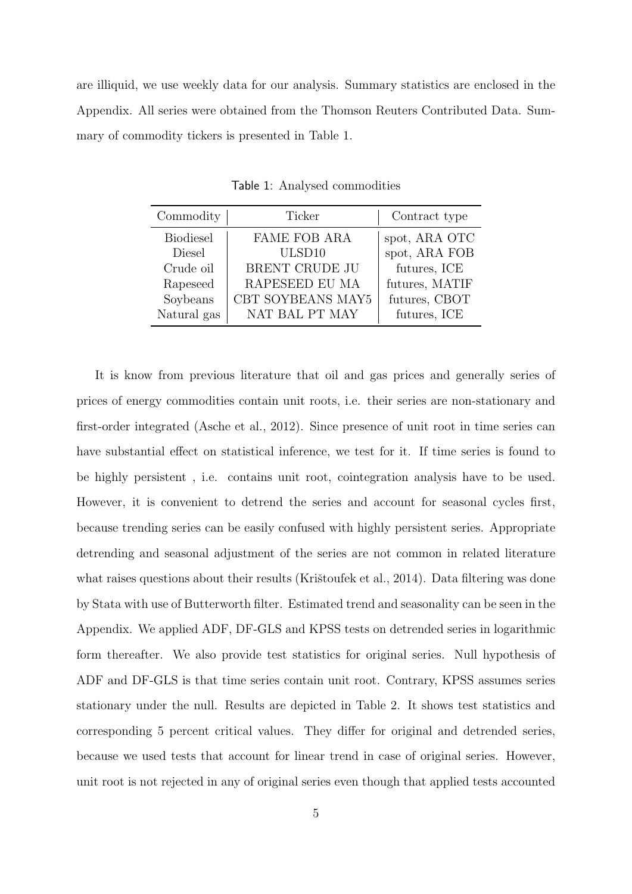are illiquid, we use weekly data for our analysis. Summary statistics are enclosed in the Appendix. All series were obtained from the Thomson Reuters Contributed Data. Summary of commodity tickers is presented in Table 1.

Table 1: Analysed commodities

| Commodity | Ticker | Contract type |
|---|---|---|
| Biodiesel | FAME FOB ARA | spot, ARA OTC |
| Diesel | ULSD10 | spot, ARA FOB |
| Crude oil | BRENT CRUDE JU | futures, ICE |
| Rapeseed | RAPESEED EU MA | futures, MATIF |
| Soybeans | CBT SOYBEANS MAY5 | futures, CBOT |
| Natural gas | NAT BAL PT MAY | futures, ICE |

It is know from previous literature that oil and gas prices and generally series of prices of energy commodities contain unit roots, i.e. their series are non-stationary and first-order integrated (Asche et al., 2012). Since presence of unit root in time series can have substantial effect on statistical inference, we test for it. If time series is found to be highly persistent , i.e. contains unit root, cointegration analysis have to be used. However, it is convenient to detrend the series and account for seasonal cycles first, because trending series can be easily confused with highly persistent series. Appropriate detrending and seasonal adjustment of the series are not common in related literature what raises questions about their results (Krištoufek et al., 2014). Data filtering was done by Stata with use of Butterworth filter. Estimated trend and seasonality can be seen in the Appendix. We applied ADF, DF-GLS and KPSS tests on detrended series in logarithmic form thereafter. We also provide test statistics for original series. Null hypothesis of ADF and DF-GLS is that time series contain unit root. Contrary, KPSS assumes series stationary under the null. Results are depicted in Table 2. It shows test statistics and corresponding 5 percent critical values. They differ for original and detrended series, because we used tests that account for linear trend in case of original series. However, unit root is not rejected in any of original series even though that applied tests accounted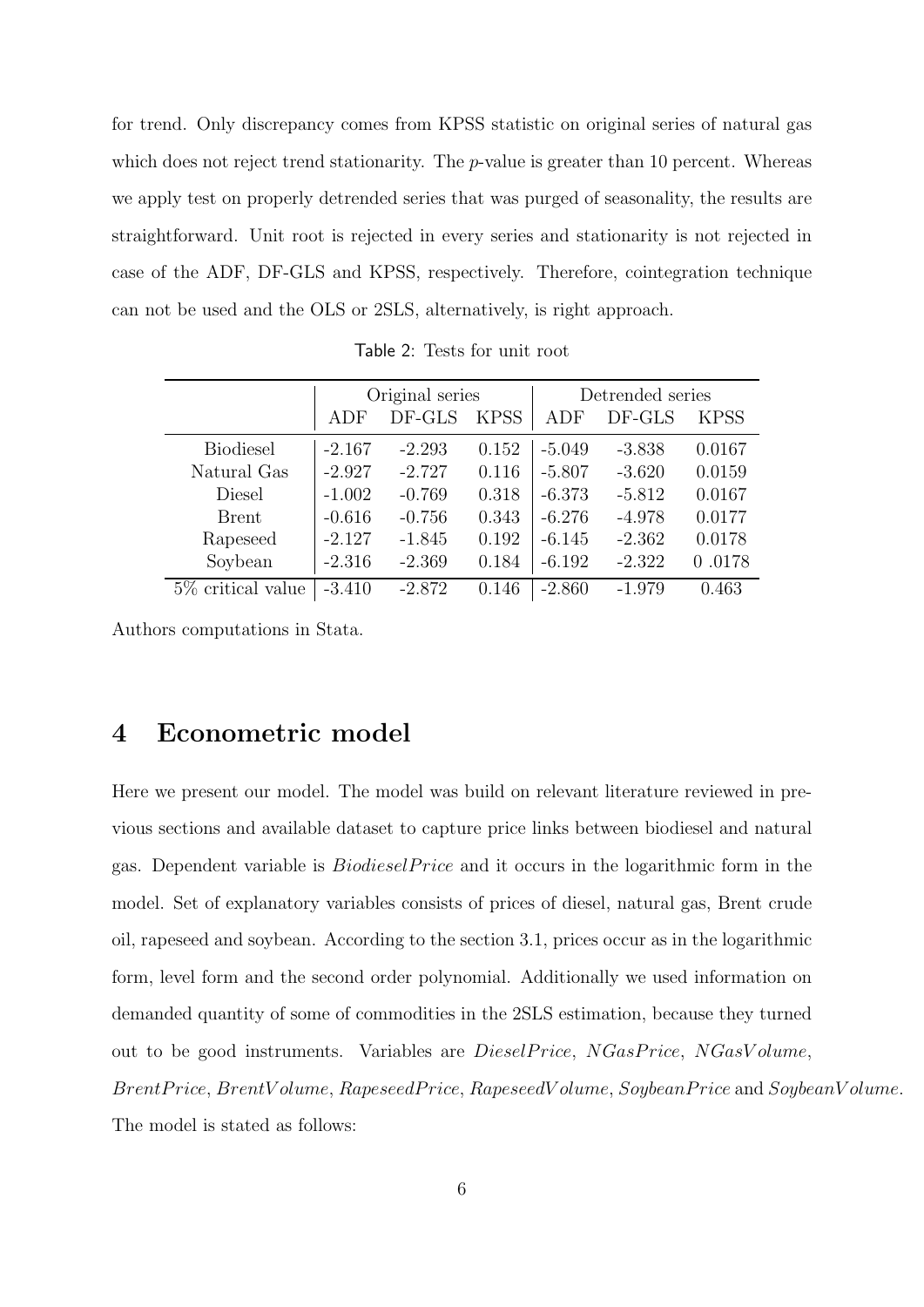for trend. Only discrepancy comes from KPSS statistic on original series of natural gas which does not reject trend stationarity. The $p$-value is greater than 10 percent. Whereas we apply test on properly detrended series that was purged of seasonality, the results are straightforward. Unit root is rejected in every series and stationarity is not rejected in case of the ADF, DF-GLS and KPSS, respectively. Therefore, cointegration technique can not be used and the OLS or 2SLS, alternatively, is right approach.

Table 2: Tests for unit root

| | Original series | | | Detrended series | | |
|---|---|---|---|---|---|---|
| | ADF | DF-GLS | KPSS | ADF | DF-GLS | KPSS |
| Biodiesel | -2.167 | -2.293 | 0.152 | -5.049 | -3.838 | 0.0167 |
| Natural Gas | -2.927 | -2.727 | 0.116 | -5.807 | -3.620 | 0.0159 |
| Diesel | -1.002 | -0.769 | 0.318 | -6.373 | -5.812 | 0.0167 |
| Brent | -0.616 | -0.756 | 0.343 | -6.276 | -4.978 | 0.0177 |
| Rapeseed | -2.127 | -1.845 | 0.192 | -6.145 | -2.362 | 0.0178 |
| Soybean | -2.316 | -2.369 | 0.184 | -6.192 | -2.322 | 0 .0178 |
| 5% critical value | -3.410 | -2.872 | 0.146 | -2.860 | -1.979 | 0.463 |

Authors computations in Stata.

## 4 Econometric model

Here we present our model. The model was build on relevant literature reviewed in previous sections and available dataset to capture price links between biodiesel and natural gas. Dependent variable is $BiodieselPrice$ and it occurs in the logarithmic form in the model. Set of explanatory variables consists of prices of diesel, natural gas, Brent crude oil, rapeseed and soybean. According to the section 3.1, prices occur as in the logarithmic form, level form and the second order polynomial. Additionally we used information on demanded quantity of some of commodities in the 2SLS estimation, because they turned out to be good instruments. Variables are $DieselPrice$, $NGasPrice$, $NGasVolume$, $BrentPrice$, $BrentVolume$, $RapeseedPrice$, $RapeseedVolume$, $SoybeanPrice$ and $SoybeanVolume$. The model is stated as follows: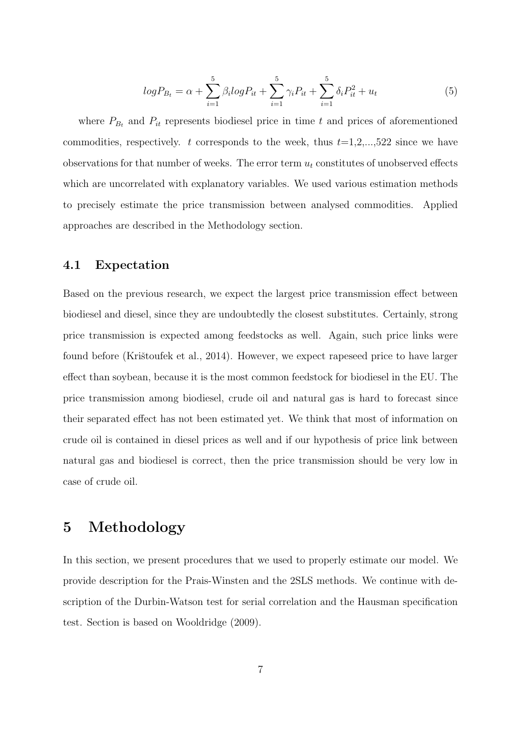$$logP_{B_t} = \alpha + \sum_{i=1}^{5} \beta_i logP_{it} + \sum_{i=1}^{5} \gamma_i P_{it} + \sum_{i=1}^{5} \delta_i P_{it}^2 + u_t \tag{5}$$

where $P_{B_t}$ and $P_{it}$ represents biodiesel price in time $t$ and prices of aforementioned commodities, respectively. $t$ corresponds to the week, thus $t$=1,2,...,522 since we have observations for that number of weeks. The error term $u_t$ constitutes of unobserved effects which are uncorrelated with explanatory variables. We used various estimation methods to precisely estimate the price transmission between analysed commodities. Applied approaches are described in the Methodology section.

## 4.1 Expectation

Based on the previous research, we expect the largest price transmission effect between biodiesel and diesel, since they are undoubtedly the closest substitutes. Certainly, strong price transmission is expected among feedstocks as well. Again, such price links were found before (Krištoufek et al., 2014). However, we expect rapeseed price to have larger effect than soybean, because it is the most common feedstock for biodiesel in the EU. The price transmission among biodiesel, crude oil and natural gas is hard to forecast since their separated effect has not been estimated yet. We think that most of information on crude oil is contained in diesel prices as well and if our hypothesis of price link between natural gas and biodiesel is correct, then the price transmission should be very low in case of crude oil.

# 5 Methodology

In this section, we present procedures that we used to properly estimate our model. We provide description for the Prais-Winsten and the 2SLS methods. We continue with description of the Durbin-Watson test for serial correlation and the Hausman specification test. Section is based on Wooldridge (2009).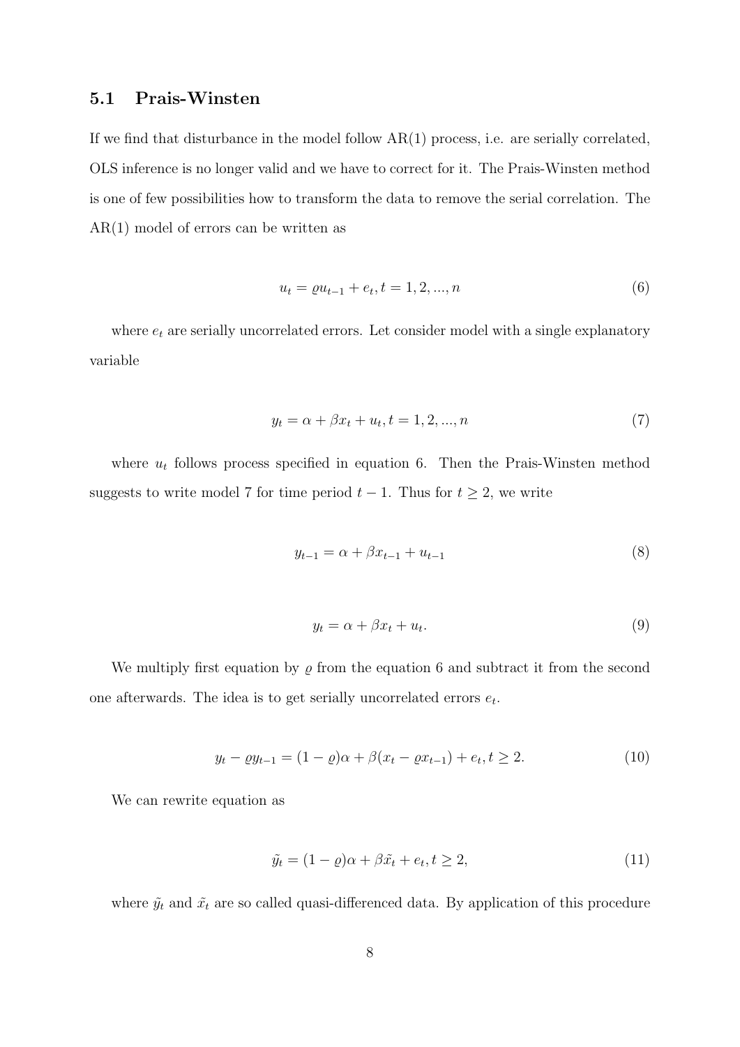### 5.1 Prais-Winsten

If we find that disturbance in the model follow AR(1) process, i.e. are serially correlated, OLS inference is no longer valid and we have to correct for it. The Prais-Winsten method is one of few possibilities how to transform the data to remove the serial correlation. The AR(1) model of errors can be written as

$$u_t = \varrho u_{t-1} + e_t, t = 1, 2, ..., n \tag{6}$$

where $e_t$ are serially uncorrelated errors. Let consider model with a single explanatory variable

$$y_t = \alpha + \beta x_t + u_t, t = 1, 2, ..., n \tag{7}$$

where $u_t$ follows process specified in equation 6. Then the Prais-Winsten method suggests to write model 7 for time period $t-1$. Thus for $t \geq 2$, we write

$$y_{t-1} = \alpha + \beta x_{t-1} + u_{t-1} \tag{8}$$

$$y_t = \alpha + \beta x_t + u_t. \tag{9}$$

We multiply first equation by $\varrho$ from the equation 6 and subtract it from the second one afterwards. The idea is to get serially uncorrelated errors $e_t$.

$$y_t - \varrho y_{t-1} = (1 - \varrho)\alpha + \beta(x_t - \varrho x_{t-1}) + e_t, t \geq 2. \tag{10}$$

We can rewrite equation as

$$\tilde{y_t} = (1 - \varrho)\alpha + \beta \tilde{x_t} + e_t, t \geq 2, \tag{11}$$

where $\tilde{y_t}$ and $\tilde{x_t}$ are so called quasi-differenced data. By application of this procedure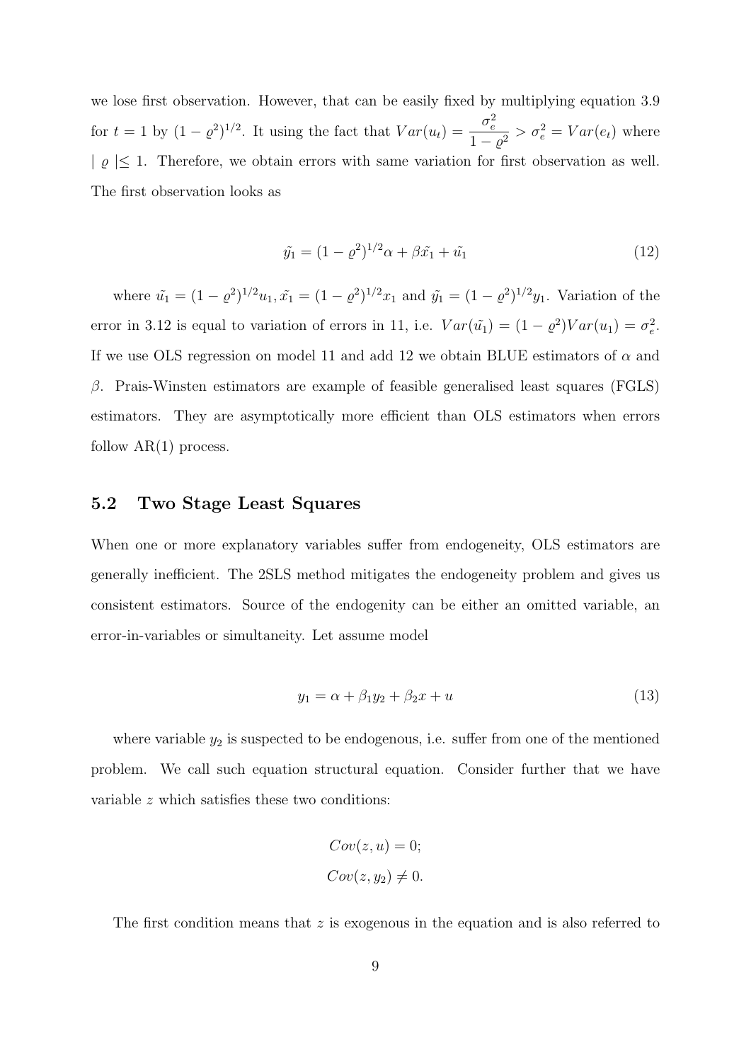we lose first observation. However, that can be easily fixed by multiplying equation 3.9 for $t = 1$ by $(1 - \varrho^2)^{1/2}$. It using the fact that $Var(u_t) = \dfrac{\sigma_e^2}{1 - \varrho^2} > \sigma_e^2 = Var(e_t)$ where $\mid \varrho \mid \leq 1$. Therefore, we obtain errors with same variation for first observation as well. The first observation looks as

$$\tilde{y_1} = (1 - \varrho^2)^{1/2}\alpha + \beta\tilde{x_1} + \tilde{u_1} \tag{12}$$

where $\tilde{u_1} = (1 - \varrho^2)^{1/2}u_1, \tilde{x_1} = (1 - \varrho^2)^{1/2}x_1$ and $\tilde{y_1} = (1 - \varrho^2)^{1/2}y_1$. Variation of the error in 3.12 is equal to variation of errors in 11, i.e. $Var(\tilde{u_1}) = (1 - \varrho^2)Var(u_1) = \sigma_e^2$. If we use OLS regression on model 11 and add 12 we obtain BLUE estimators of $\alpha$ and $\beta$. Prais-Winsten estimators are example of feasible generalised least squares (FGLS) estimators. They are asymptotically more efficient than OLS estimators when errors follow AR(1) process.

## 5.2 Two Stage Least Squares

When one or more explanatory variables suffer from endogeneity, OLS estimators are generally inefficient. The 2SLS method mitigates the endogeneity problem and gives us consistent estimators. Source of the endogenity can be either an omitted variable, an error-in-variables or simultaneity. Let assume model

$$y_1 = \alpha + \beta_1 y_2 + \beta_2 x + u \tag{13}$$

where variable $y_2$ is suspected to be endogenous, i.e. suffer from one of the mentioned problem. We call such equation structural equation. Consider further that we have variable $z$ which satisfies these two conditions:

$$Cov(z, u) = 0;$$
$$Cov(z, y_2) \neq 0.$$

The first condition means that $z$ is exogenous in the equation and is also referred to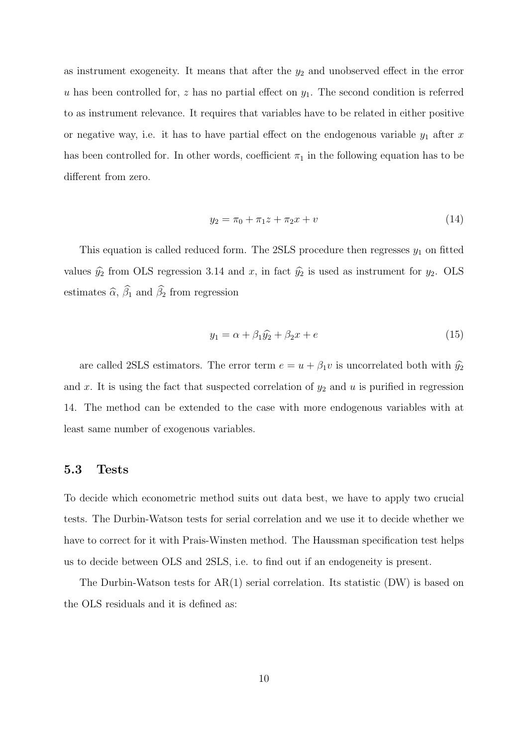as instrument exogeneity. It means that after the $y_2$ and unobserved effect in the error $u$ has been controlled for, $z$ has no partial effect on $y_1$. The second condition is referred to as instrument relevance. It requires that variables have to be related in either positive or negative way, i.e. it has to have partial effect on the endogenous variable $y_1$ after $x$ has been controlled for. In other words, coefficient $\pi_1$ in the following equation has to be different from zero.

$$y_2 = \pi_0 + \pi_1 z + \pi_2 x + v \tag{14}$$

This equation is called reduced form. The 2SLS procedure then regresses $y_1$ on fitted values $\widehat{y_2}$ from OLS regression 3.14 and $x$, in fact $\widehat{y_2}$ is used as instrument for $y_2$. OLS estimates $\widehat{\alpha}$, $\widehat{\beta_1}$ and $\widehat{\beta_2}$ from regression

$$y_1 = \alpha + \beta_1 \widehat{y_2} + \beta_2 x + e \tag{15}$$

are called 2SLS estimators. The error term $e = u + \beta_1 v$ is uncorrelated both with $\widehat{y_2}$ and $x$. It is using the fact that suspected correlation of $y_2$ and $u$ is purified in regression 14. The method can be extended to the case with more endogenous variables with at least same number of exogenous variables.

### 5.3 Tests

To decide which econometric method suits out data best, we have to apply two crucial tests. The Durbin-Watson tests for serial correlation and we use it to decide whether we have to correct for it with Prais-Winsten method. The Haussman specification test helps us to decide between OLS and 2SLS, i.e. to find out if an endogeneity is present.

The Durbin-Watson tests for AR(1) serial correlation. Its statistic (DW) is based on the OLS residuals and it is defined as: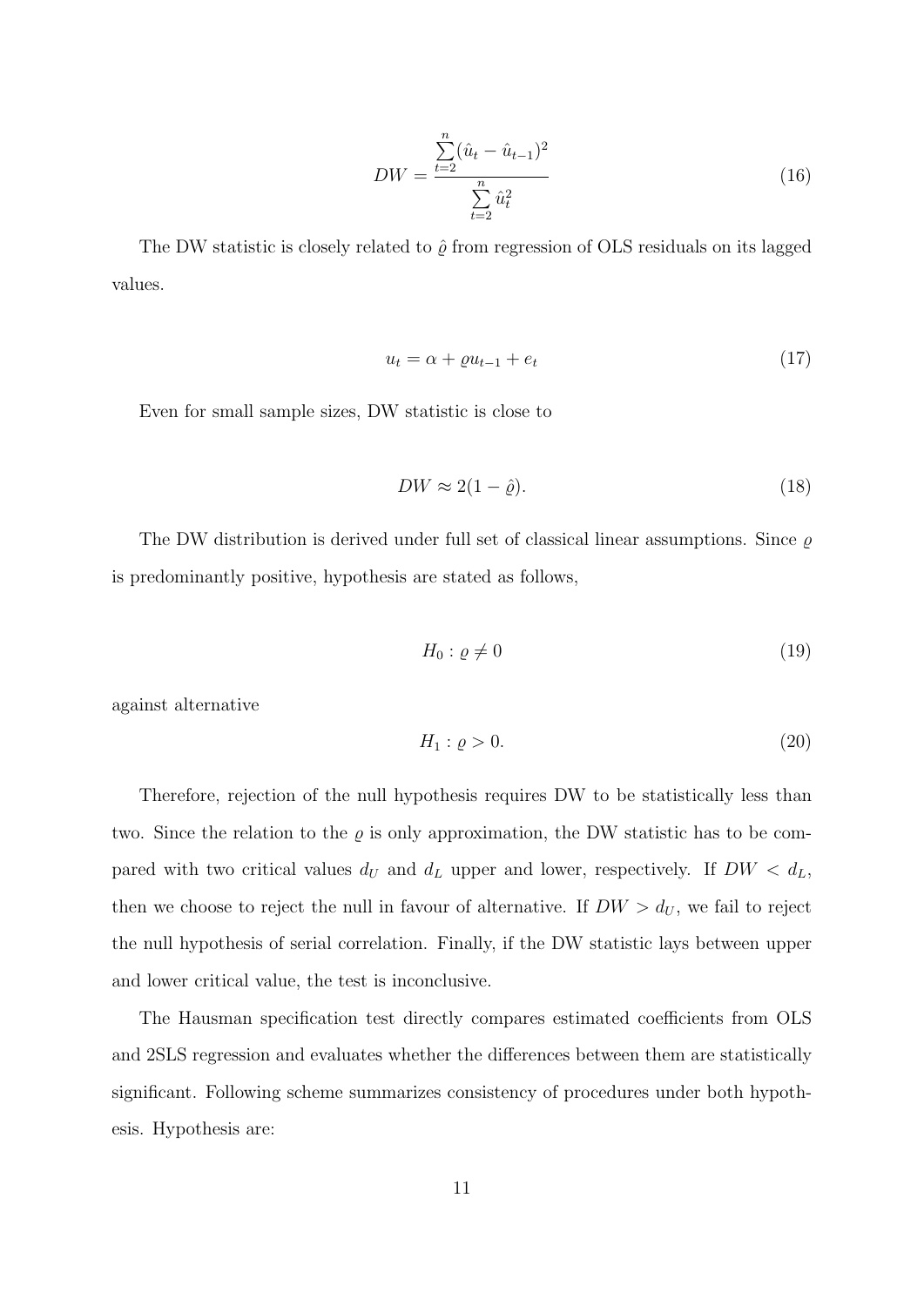$$DW = \frac{\sum_{t=2}^{n} (\hat{u}_t - \hat{u}_{t-1})^2}{\sum_{t=2}^{n} \hat{u}_t^2} \tag{16}$$

The DW statistic is closely related to $\hat{\varrho}$ from regression of OLS residuals on its lagged values.

$$u_t = \alpha + \varrho u_{t-1} + e_t \tag{17}$$

Even for small sample sizes, DW statistic is close to

$$DW \approx 2(1 - \hat{\varrho}). \tag{18}$$

The DW distribution is derived under full set of classical linear assumptions. Since $\varrho$ is predominantly positive, hypothesis are stated as follows,

$$H_0 : \varrho \neq 0 \tag{19}$$

against alternative

$$H_1 : \varrho > 0. \tag{20}$$

Therefore, rejection of the null hypothesis requires DW to be statistically less than two. Since the relation to the $\varrho$ is only approximation, the DW statistic has to be compared with two critical values $d_U$ and $d_L$ upper and lower, respectively. If $DW < d_L$, then we choose to reject the null in favour of alternative. If $DW > d_U$, we fail to reject the null hypothesis of serial correlation. Finally, if the DW statistic lays between upper and lower critical value, the test is inconclusive.

The Hausman specification test directly compares estimated coefficients from OLS and 2SLS regression and evaluates whether the differences between them are statistically significant. Following scheme summarizes consistency of procedures under both hypothesis. Hypothesis are: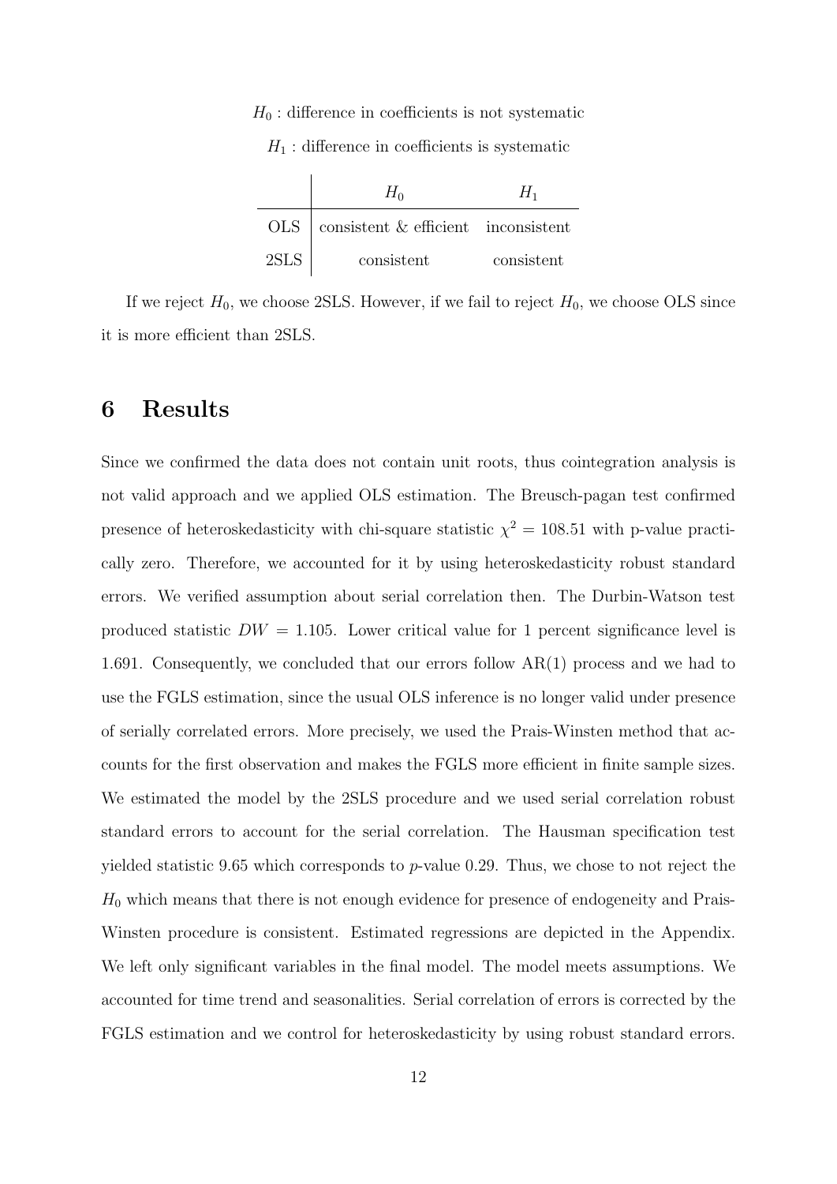$H_0$ : difference in coefficients is not systematic

$H_1$ : difference in coefficients is systematic

| | $H_0$ | $H_1$ |
|---|---|---|
| OLS | consistent & efficient | inconsistent |
| 2SLS | consistent | consistent |

If we reject $H_0$, we choose 2SLS. However, if we fail to reject $H_0$, we choose OLS since it is more efficient than 2SLS.

# 6 Results

Since we confirmed the data does not contain unit roots, thus cointegration analysis is not valid approach and we applied OLS estimation. The Breusch-pagan test confirmed presence of heteroskedasticity with chi-square statistic $\chi^2 = 108.51$ with p-value practically zero. Therefore, we accounted for it by using heteroskedasticity robust standard errors. We verified assumption about serial correlation then. The Durbin-Watson test produced statistic $DW = 1.105$. Lower critical value for 1 percent significance level is 1.691. Consequently, we concluded that our errors follow AR(1) process and we had to use the FGLS estimation, since the usual OLS inference is no longer valid under presence of serially correlated errors. More precisely, we used the Prais-Winsten method that accounts for the first observation and makes the FGLS more efficient in finite sample sizes. We estimated the model by the 2SLS procedure and we used serial correlation robust standard errors to account for the serial correlation. The Hausman specification test yielded statistic 9.65 which corresponds to $p$-value 0.29. Thus, we chose to not reject the $H_0$ which means that there is not enough evidence for presence of endogeneity and Prais-Winsten procedure is consistent. Estimated regressions are depicted in the Appendix. We left only significant variables in the final model. The model meets assumptions. We accounted for time trend and seasonalities. Serial correlation of errors is corrected by the FGLS estimation and we control for heteroskedasticity by using robust standard errors.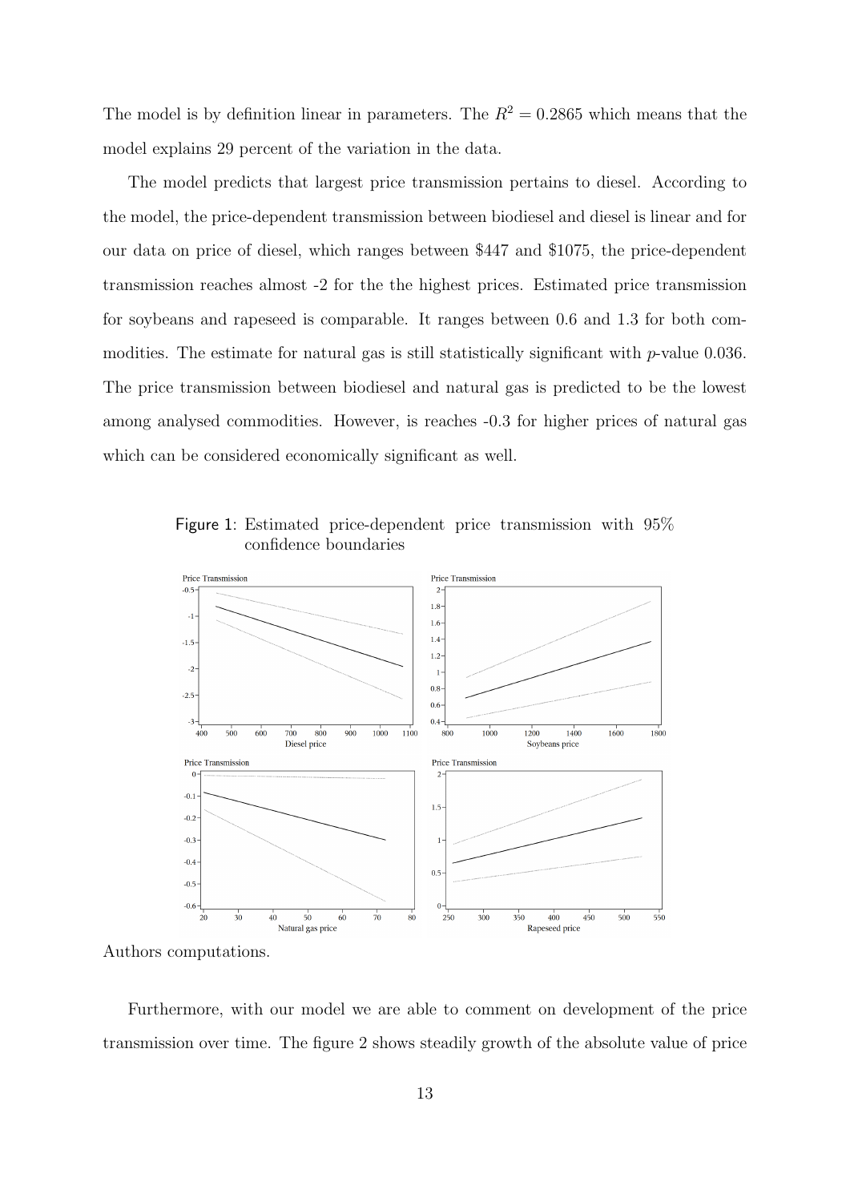The model is by definition linear in parameters. The $R^2 = 0.2865$ which means that the model explains 29 percent of the variation in the data.

The model predicts that largest price transmission pertains to diesel. According to the model, the price-dependent transmission between biodiesel and diesel is linear and for our data on price of diesel, which ranges between \$447 and \$1075, the price-dependent transmission reaches almost -2 for the the highest prices. Estimated price transmission for soybeans and rapeseed is comparable. It ranges between 0.6 and 1.3 for both commodities. The estimate for natural gas is still statistically significant with $p$-value 0.036. The price transmission between biodiesel and natural gas is predicted to be the lowest among analysed commodities. However, is reaches -0.3 for higher prices of natural gas which can be considered economically significant as well.

Figure 1: Estimated price-dependent price transmission with 95% confidence boundaries

Authors computations.

Furthermore, with our model we are able to comment on development of the price transmission over time. The figure 2 shows steadily growth of the absolute value of price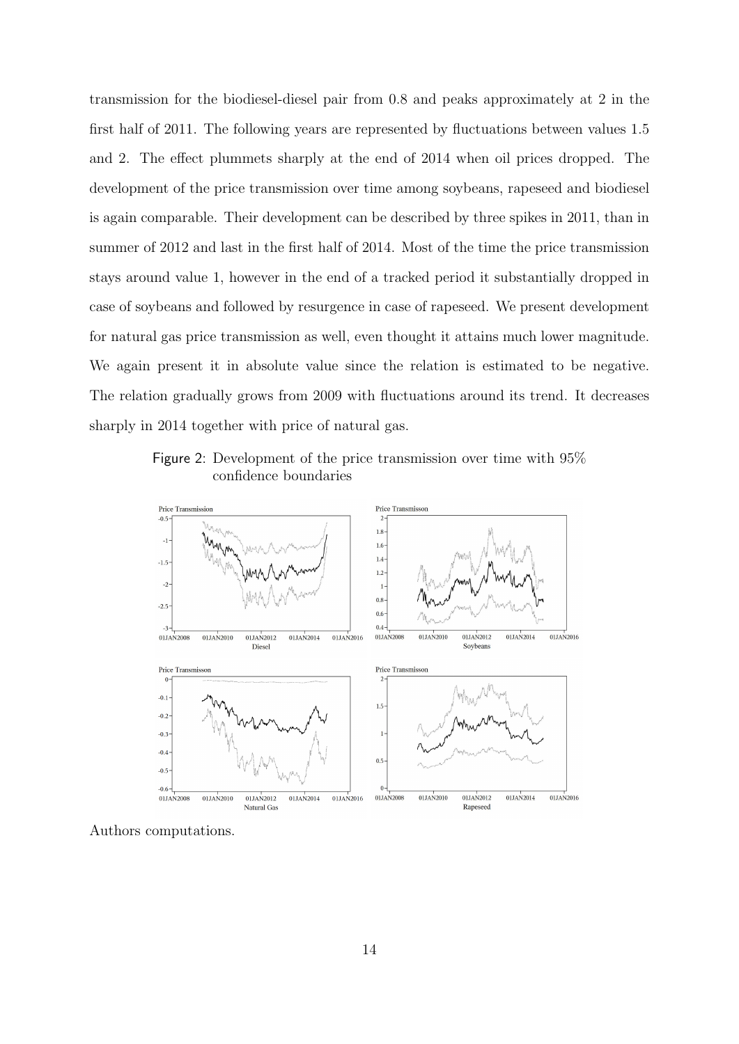transmission for the biodiesel-diesel pair from 0.8 and peaks approximately at 2 in the first half of 2011. The following years are represented by fluctuations between values 1.5 and 2. The effect plummets sharply at the end of 2014 when oil prices dropped. The development of the price transmission over time among soybeans, rapeseed and biodiesel is again comparable. Their development can be described by three spikes in 2011, than in summer of 2012 and last in the first half of 2014. Most of the time the price transmission stays around value 1, however in the end of a tracked period it substantially dropped in case of soybeans and followed by resurgence in case of rapeseed. We present development for natural gas price transmission as well, even thought it attains much lower magnitude. We again present it in absolute value since the relation is estimated to be negative. The relation gradually grows from 2009 with fluctuations around its trend. It decreases sharply in 2014 together with price of natural gas.

Figure 2: Development of the price transmission over time with 95% confidence boundaries

Authors computations.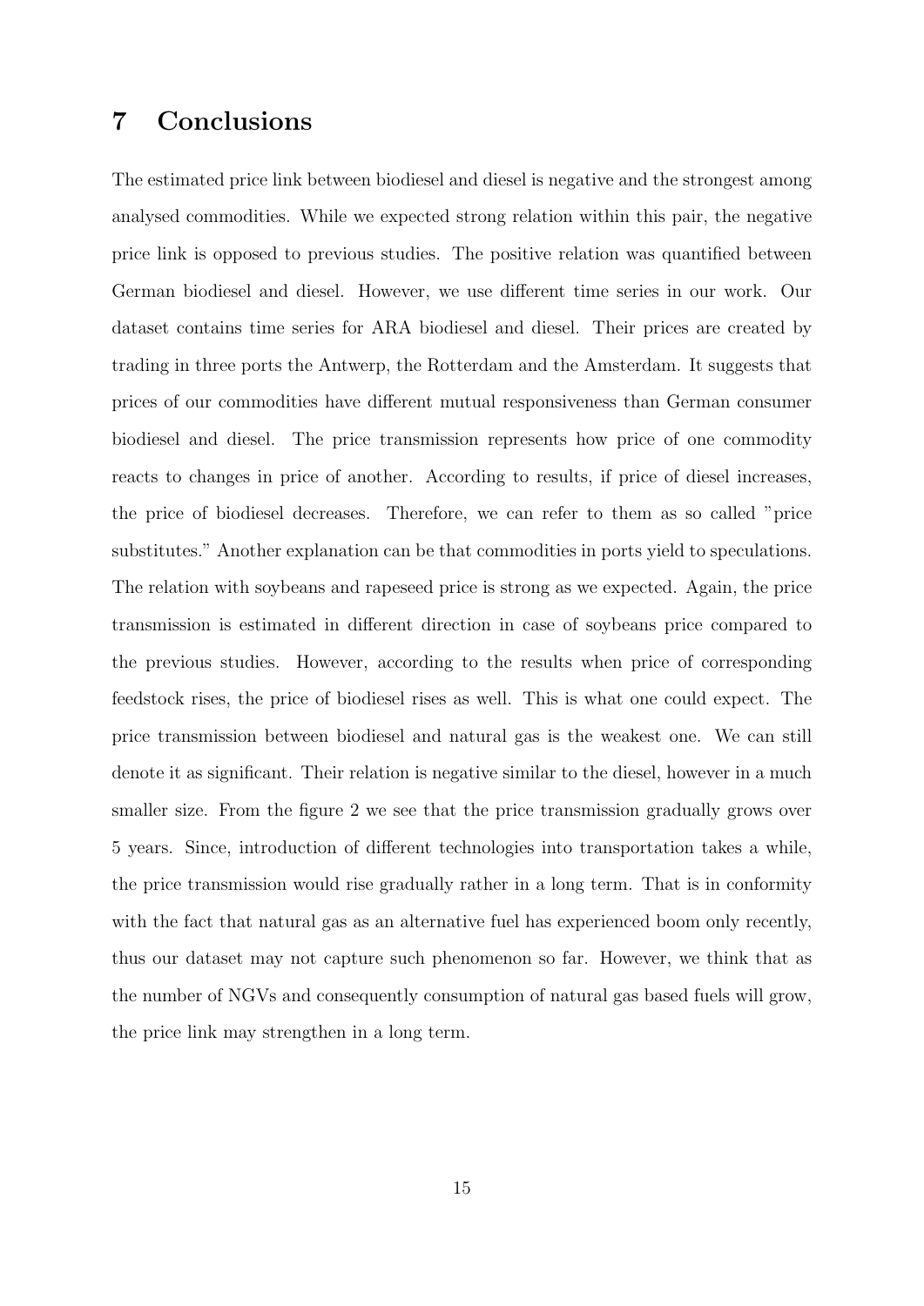## 7 Conclusions

The estimated price link between biodiesel and diesel is negative and the strongest among analysed commodities. While we expected strong relation within this pair, the negative price link is opposed to previous studies. The positive relation was quantified between German biodiesel and diesel. However, we use different time series in our work. Our dataset contains time series for ARA biodiesel and diesel. Their prices are created by trading in three ports the Antwerp, the Rotterdam and the Amsterdam. It suggests that prices of our commodities have different mutual responsiveness than German consumer biodiesel and diesel. The price transmission represents how price of one commodity reacts to changes in price of another. According to results, if price of diesel increases, the price of biodiesel decreases. Therefore, we can refer to them as so called "price substitutes." Another explanation can be that commodities in ports yield to speculations. The relation with soybeans and rapeseed price is strong as we expected. Again, the price transmission is estimated in different direction in case of soybeans price compared to the previous studies. However, according to the results when price of corresponding feedstock rises, the price of biodiesel rises as well. This is what one could expect. The price transmission between biodiesel and natural gas is the weakest one. We can still denote it as significant. Their relation is negative similar to the diesel, however in a much smaller size. From the figure 2 we see that the price transmission gradually grows over 5 years. Since, introduction of different technologies into transportation takes a while, the price transmission would rise gradually rather in a long term. That is in conformity with the fact that natural gas as an alternative fuel has experienced boom only recently, thus our dataset may not capture such phenomenon so far. However, we think that as the number of NGVs and consequently consumption of natural gas based fuels will grow, the price link may strengthen in a long term.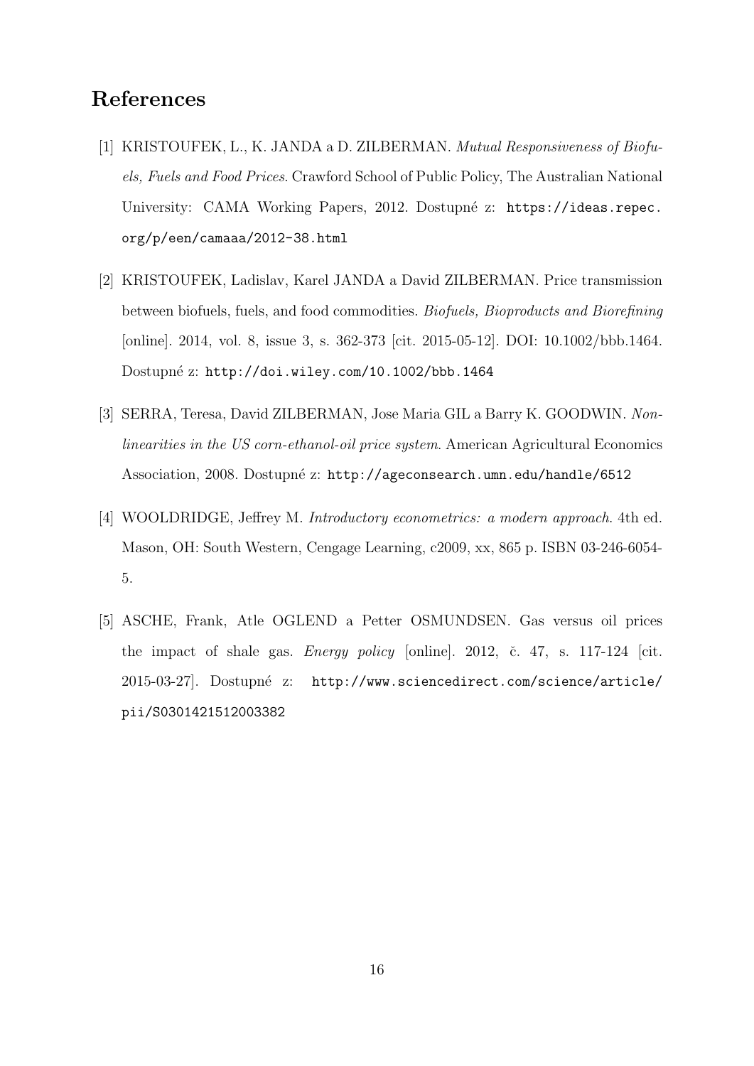# References

[1] KRISTOUFEK, L., K. JANDA a D. ZILBERMAN. *Mutual Responsiveness of Biofuels, Fuels and Food Prices*. Crawford School of Public Policy, The Australian National University: CAMA Working Papers, 2012. Dostupné z: https://ideas.repec.org/p/een/camaaa/2012-38.html

[2] KRISTOUFEK, Ladislav, Karel JANDA a David ZILBERMAN. Price transmission between biofuels, fuels, and food commodities. *Biofuels, Bioproducts and Biorefining* [online]. 2014, vol. 8, issue 3, s. 362-373 [cit. 2015-05-12]. DOI: 10.1002/bbb.1464. Dostupné z: http://doi.wiley.com/10.1002/bbb.1464

[3] SERRA, Teresa, David ZILBERMAN, Jose Maria GIL a Barry K. GOODWIN. *Nonlinearities in the US corn-ethanol-oil price system*. American Agricultural Economics Association, 2008. Dostupné z: http://ageconsearch.umn.edu/handle/6512

[4] WOOLDRIDGE, Jeffrey M. *Introductory econometrics: a modern approach*. 4th ed. Mason, OH: South Western, Cengage Learning, c2009, xx, 865 p. ISBN 03-246-6054-5.

[5] ASCHE, Frank, Atle OGLEND a Petter OSMUNDSEN. Gas versus oil prices the impact of shale gas. *Energy policy* [online]. 2012, č. 47, s. 117-124 [cit. 2015-03-27]. Dostupné z: http://www.sciencedirect.com/science/article/pii/S0301421512003382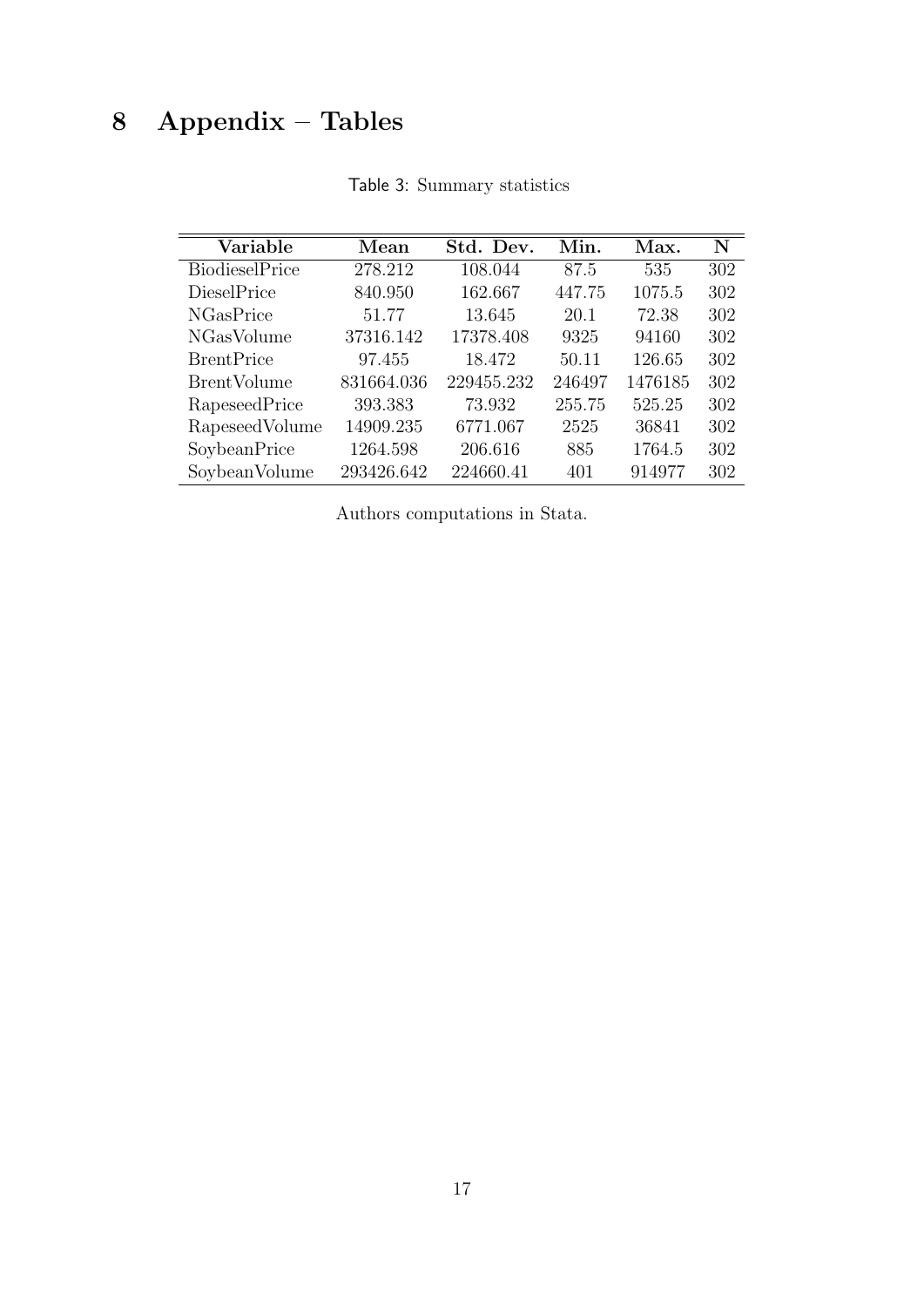# 8 Appendix – Tables

Table 3: Summary statistics

| Variable | Mean | Std. Dev. | Min. | Max. | N |
|---|---|---|---|---|---|
| BiodieselPrice | 278.212 | 108.044 | 87.5 | 535 | 302 |
| DieselPrice | 840.950 | 162.667 | 447.75 | 1075.5 | 302 |
| NGasPrice | 51.77 | 13.645 | 20.1 | 72.38 | 302 |
| NGasVolume | 37316.142 | 17378.408 | 9325 | 94160 | 302 |
| BrentPrice | 97.455 | 18.472 | 50.11 | 126.65 | 302 |
| BrentVolume | 831664.036 | 229455.232 | 246497 | 1476185 | 302 |
| RapeseedPrice | 393.383 | 73.932 | 255.75 | 525.25 | 302 |
| RapeseedVolume | 14909.235 | 6771.067 | 2525 | 36841 | 302 |
| SoybeanPrice | 1264.598 | 206.616 | 885 | 1764.5 | 302 |
| SoybeanVolume | 293426.642 | 224660.41 | 401 | 914977 | 302 |

Authors computations in Stata.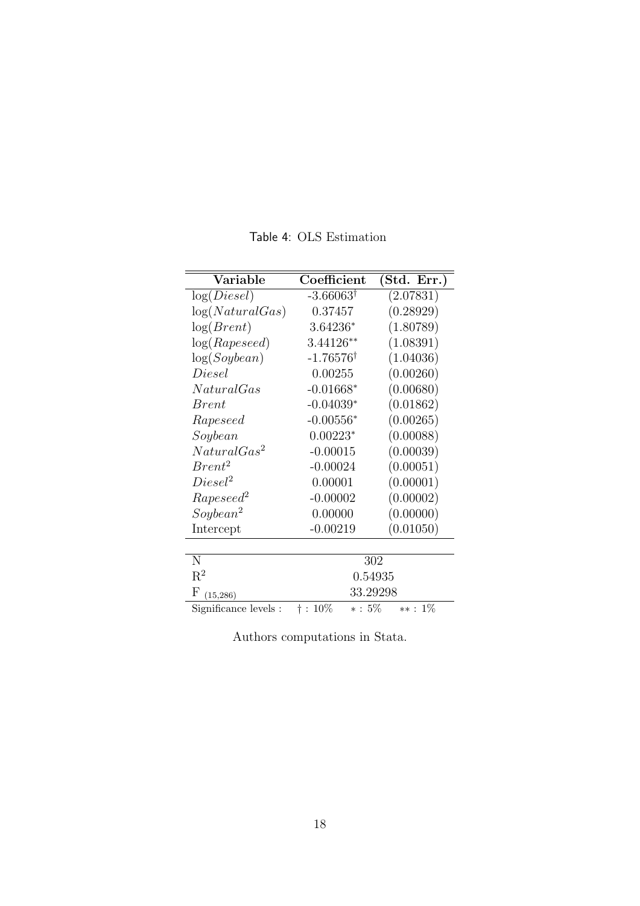Table 4: OLS Estimation

| Variable | Coefficient | (Std. Err.) |
|---|---|---|
| $\log(Diesel)$ | $-3.66063^{\dagger}$ | (2.07831) |
| $\log(NaturalGas)$ | 0.37457 | (0.28929) |
| $\log(Brent)$ | $3.64236^{*}$ | (1.80789) |
| $\log(Rapeseed)$ | $3.44126^{**}$ | (1.08391) |
| $\log(Soybean)$ | $-1.76576^{\dagger}$ | (1.04036) |
| $Diesel$ | 0.00255 | (0.00260) |
| $NaturalGas$ | $-0.01668^{*}$ | (0.00680) |
| $Brent$ | $-0.04039^{*}$ | (0.01862) |
| $Rapeseed$ | $-0.00556^{*}$ | (0.00265) |
| $Soybean$ | $0.00223^{*}$ | (0.00088) |
| $NaturalGas^2$ | -0.00015 | (0.00039) |
| $Brent^2$ | -0.00024 | (0.00051) |
| $Diesel^2$ | 0.00001 | (0.00001) |
| $Rapeseed^2$ | -0.00002 | (0.00002) |
| $Soybean^2$ | 0.00000 | (0.00000) |
| Intercept | -0.00219 | (0.01050) |
| | | |
| N | 302 | |
| $R^2$ | 0.54935 | |
| $F_{(15,286)}$ | 33.29298 | |

Significance levels : $\dagger$ : 10% $*$ : 5% $**$ : 1%

Authors computations in Stata.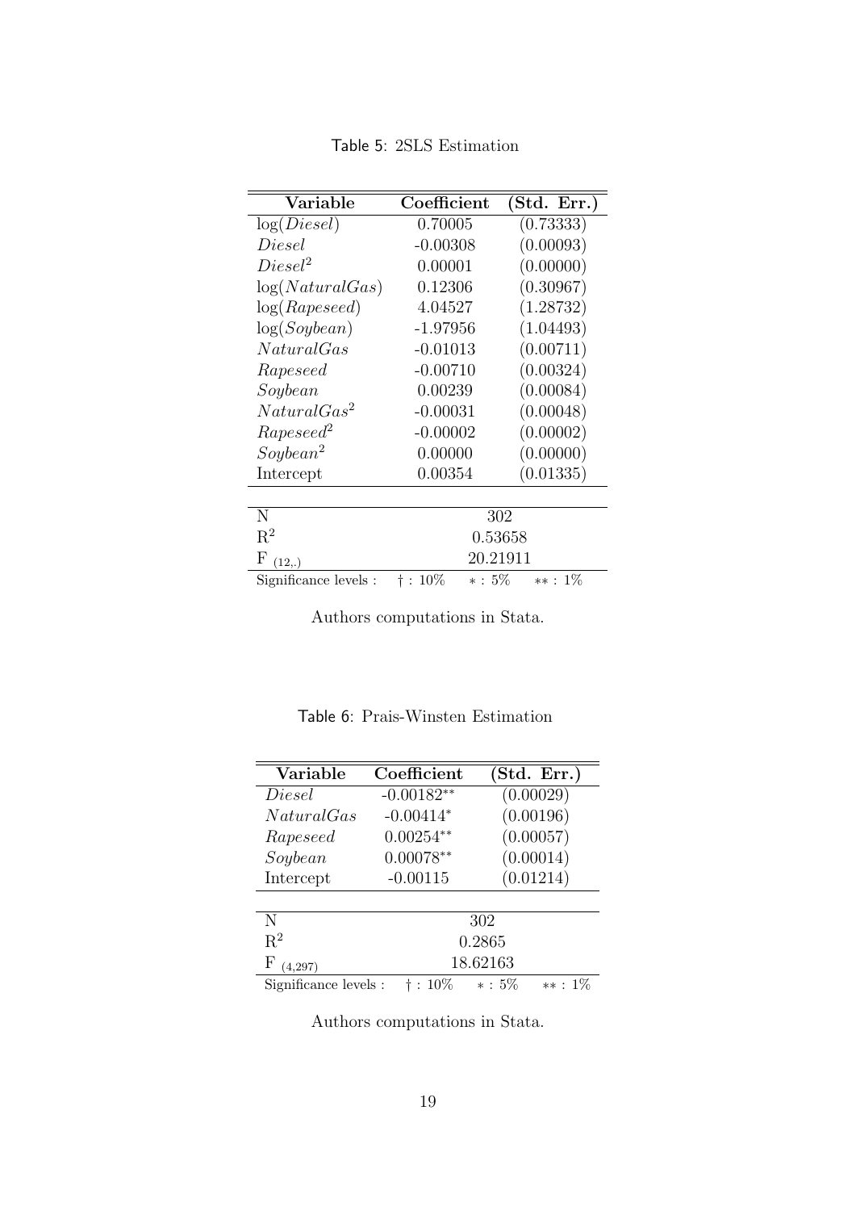Table 5: 2SLS Estimation

| Variable | Coefficient | (Std. Err.) |
|---|---|---|
| $\log(Diesel)$ | 0.70005 | (0.73333) |
| $Diesel$ | -0.00308 | (0.00093) |
| $Diesel^2$ | 0.00001 | (0.00000) |
| $\log(NaturalGas)$ | 0.12306 | (0.30967) |
| $\log(Rapeseed)$ | 4.04527 | (1.28732) |
| $\log(Soybean)$ | -1.97956 | (1.04493) |
| $NaturalGas$ | -0.01013 | (0.00711) |
| $Rapeseed$ | -0.00710 | (0.00324) |
| $Soybean$ | 0.00239 | (0.00084) |
| $NaturalGas^2$ | -0.00031 | (0.00048) |
| $Rapeseed^2$ | -0.00002 | (0.00002) |
| $Soybean^2$ | 0.00000 | (0.00000) |
| Intercept | 0.00354 | (0.01335) |
| N | 302 | |
| $R^2$ | 0.53658 | |
| $F_{(12,.)}$ | 20.21911 | |

Significance levels : † : 10% ∗ : 5% ∗∗ : 1%

Authors computations in Stata.

Table 6: Prais-Winsten Estimation

| Variable | Coefficient | (Std. Err.) |
|---|---|---|
| $Diesel$ | $-0.00182^{**}$ | (0.00029) |
| $NaturalGas$ | $-0.00414^{*}$ | (0.00196) |
| $Rapeseed$ | $0.00254^{**}$ | (0.00057) |
| $Soybean$ | $0.00078^{**}$ | (0.00014) |
| Intercept | -0.00115 | (0.01214) |
| N | 302 | |
| $R^2$ | 0.2865 | |
| $F_{(4,297)}$ | 18.62163 | |

Significance levels : † : 10% ∗ : 5% ∗∗ : 1%

Authors computations in Stata.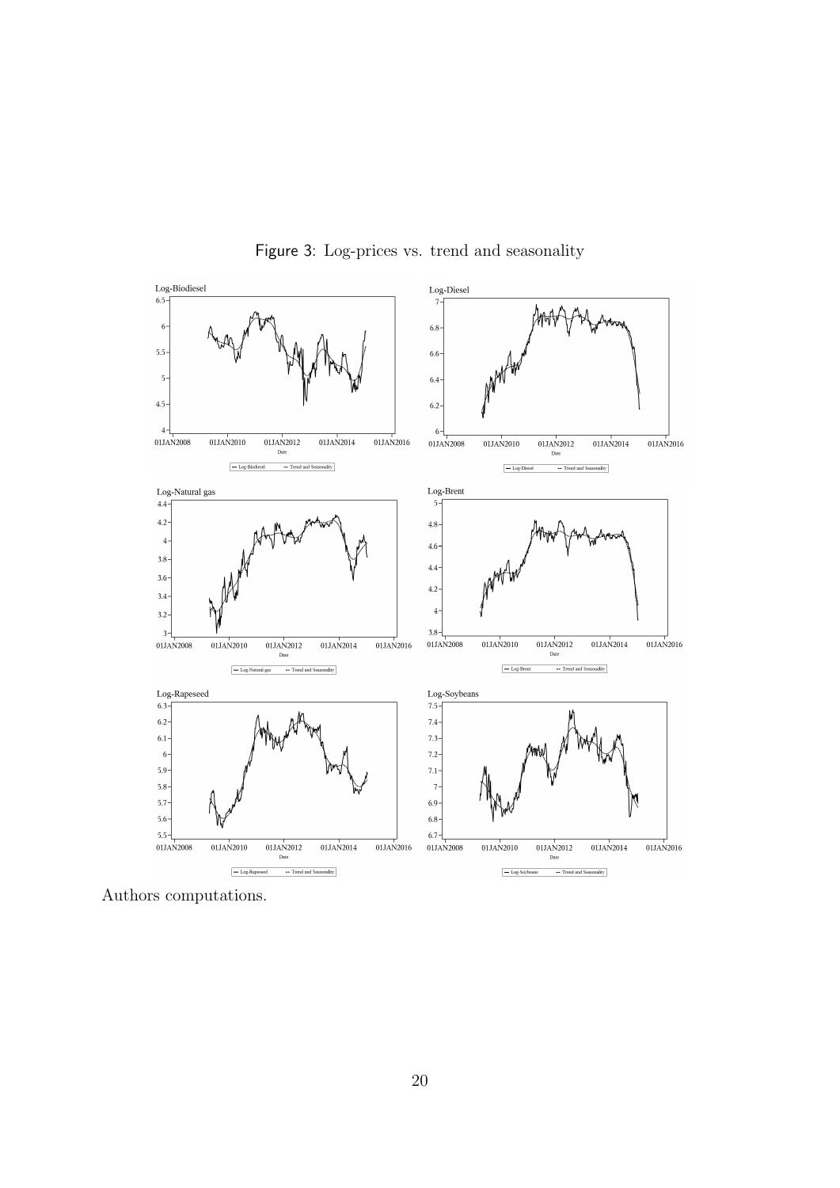Figure 3: Log-prices vs. trend and seasonality

Log-Biodiesel

6.5
6
5.5
5
4.5
4

01JAN2008 01JAN2010 01JAN2012 01JAN2014 01JAN2016

Date

— Log-Biodiesel -- Trend and Seasonality

Log-Diesel

7
6.8
6.6
6.4
6.2
6

01JAN2008 01JAN2010 01JAN2012 01JAN2014 01JAN2016

Date

— Log-Diesel -- Trend and Seasonality

Log-Natural gas

4.4
4.2
4
3.8
3.6
3.4
3.2
3

01JAN2008 01JAN2010 01JAN2012 01JAN2014 01JAN2016

Date

— Log-Natural gas -- Trend and Seasonality

Log-Brent

5
4.8
4.6
4.4
4.2
4
3.8

01JAN2008 01JAN2010 01JAN2012 01JAN2014 01JAN2016

Date

— Log-Brent -- Trend and Seasonality

Log-Rapeseed

6.3
6.2
6.1
6
5.9
5.8
5.7
5.6
5.5

01JAN2008 01JAN2010 01JAN2012 01JAN2014 01JAN2016

Date

— Log-Rapeseed -- Trend and Seasonality

Log-Soybeans

7.5
7.4
7.3
7.2
7.1
7
6.9
6.8
6.7

01JAN2008 01JAN2010 01JAN2012 01JAN2014 01JAN2016

Date

— Log-Soybeans -- Trend and Seasonality

Authors computations.